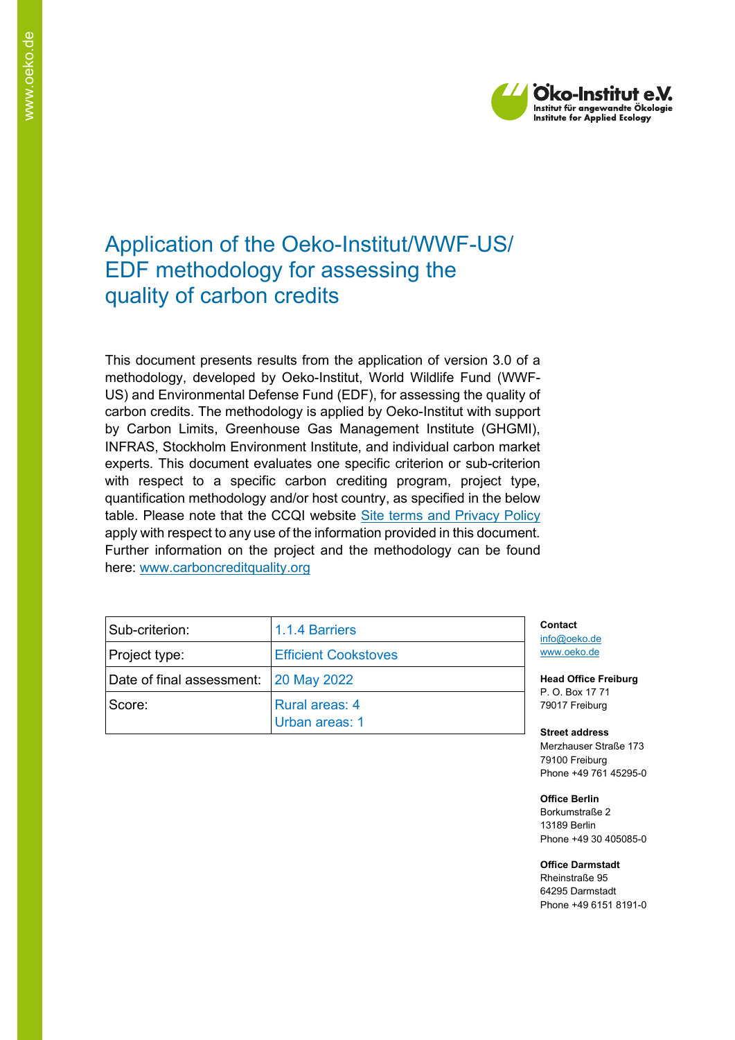# Application of the Oeko-Institut/WWF-US/ EDF methodology for assessing the quality of carbon credits

This document presents results from the application of version 3.0 of a methodology, developed by Oeko-Institut, World Wildlife Fund (WWF-US) and Environmental Defense Fund (EDF), for assessing the quality of carbon credits. The methodology is applied by Oeko-Institut with support by Carbon Limits, Greenhouse Gas Management Institute (GHGMI), INFRAS, Stockholm Environment Institute, and individual carbon market experts. This document evaluates one specific criterion or sub-criterion with respect to a specific carbon crediting program, project type, quantification methodology and/or host country, as specified in the below table. Please note that the CCQI website Site terms and Privacy Policy apply with respect to any use of the information provided in this document. Further information on the project and the methodology can be found here: www.carboncreditquality.org

| Sub-criterion: | 1.1.4 Barriers |
|---|---|
| Project type: | Efficient Cookstoves |
| Date of final assessment: | 20 May 2022 |
| Score: | Rural areas: 4<br>Urban areas: 1 |

**Contact**
info@oeko.de
www.oeko.de

**Head Office Freiburg**
P. O. Box 17 71
79017 Freiburg

**Street address**
Merzhauser Straße 173
79100 Freiburg
Phone +49 761 45295-0

**Office Berlin**
Borkumstraße 2
13189 Berlin
Phone +49 30 405085-0

**Office Darmstadt**
Rheinstraße 95
64295 Darmstadt
Phone +49 6151 8191-0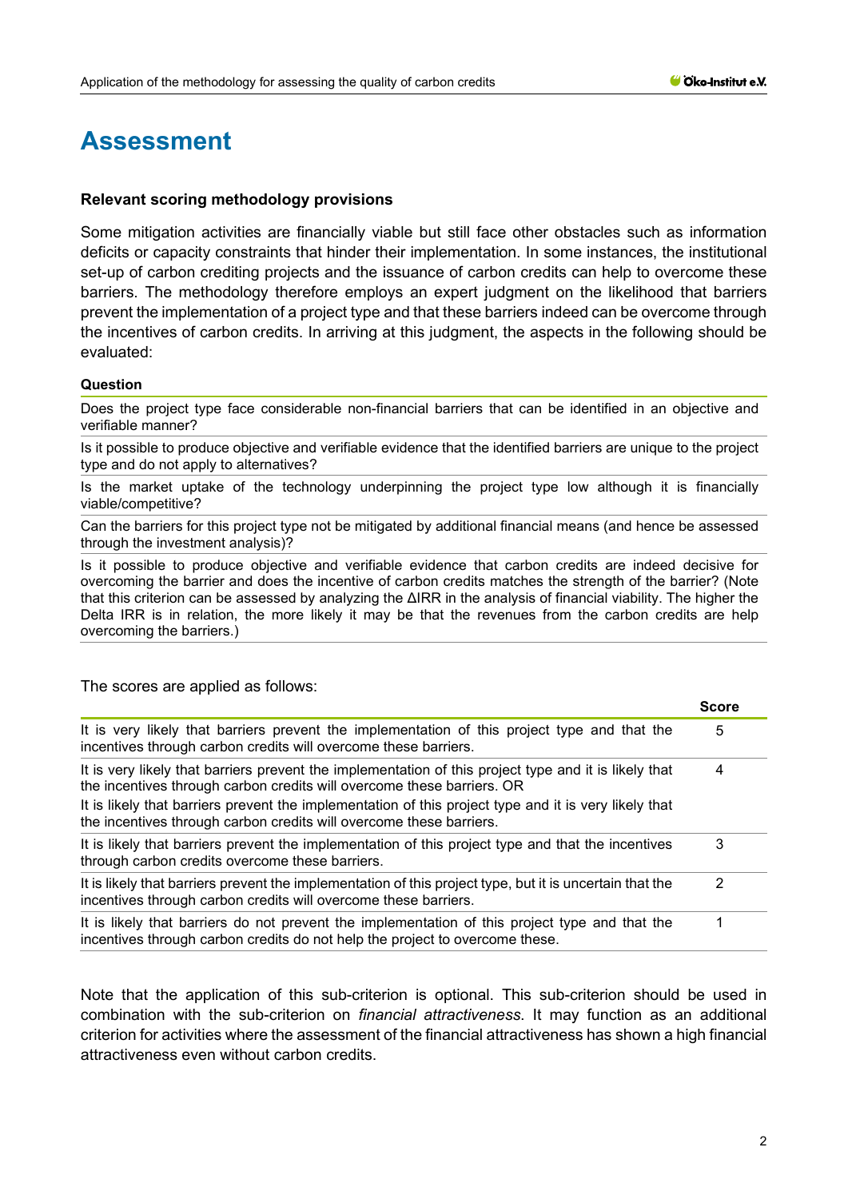# Assessment

**Relevant scoring methodology provisions**

Some mitigation activities are financially viable but still face other obstacles such as information deficits or capacity constraints that hinder their implementation. In some instances, the institutional set-up of carbon crediting projects and the issuance of carbon credits can help to overcome these barriers. The methodology therefore employs an expert judgment on the likelihood that barriers prevent the implementation of a project type and that these barriers indeed can be overcome through the incentives of carbon credits. In arriving at this judgment, the aspects in the following should be evaluated:

| Question |
|---|
| Does the project type face considerable non-financial barriers that can be identified in an objective and verifiable manner? |
| Is it possible to produce objective and verifiable evidence that the identified barriers are unique to the project type and do not apply to alternatives? |
| Is the market uptake of the technology underpinning the project type low although it is financially viable/competitive? |
| Can the barriers for this project type not be mitigated by additional financial means (and hence be assessed through the investment analysis)? |
| Is it possible to produce objective and verifiable evidence that carbon credits are indeed decisive for overcoming the barrier and does the incentive of carbon credits matches the strength of the barrier? (Note that this criterion can be assessed by analyzing the ΔIRR in the analysis of financial viability. The higher the Delta IRR is in relation, the more likely it may be that the revenues from the carbon credits are help overcoming the barriers.) |

The scores are applied as follows:

| | Score |
|---|---|
| It is very likely that barriers prevent the implementation of this project type and that the incentives through carbon credits will overcome these barriers. | 5 |
| It is very likely that barriers prevent the implementation of this project type and it is likely that the incentives through carbon credits will overcome these barriers. OR<br>It is likely that barriers prevent the implementation of this project type and it is very likely that the incentives through carbon credits will overcome these barriers. | 4 |
| It is likely that barriers prevent the implementation of this project type and that the incentives through carbon credits overcome these barriers. | 3 |
| It is likely that barriers prevent the implementation of this project type, but it is uncertain that the incentives through carbon credits will overcome these barriers. | 2 |
| It is likely that barriers do not prevent the implementation of this project type and that the incentives through carbon credits do not help the project to overcome these. | 1 |

Note that the application of this sub-criterion is optional. This sub-criterion should be used in combination with the sub-criterion on *financial attractiveness*. It may function as an additional criterion for activities where the assessment of the financial attractiveness has shown a high financial attractiveness even without carbon credits.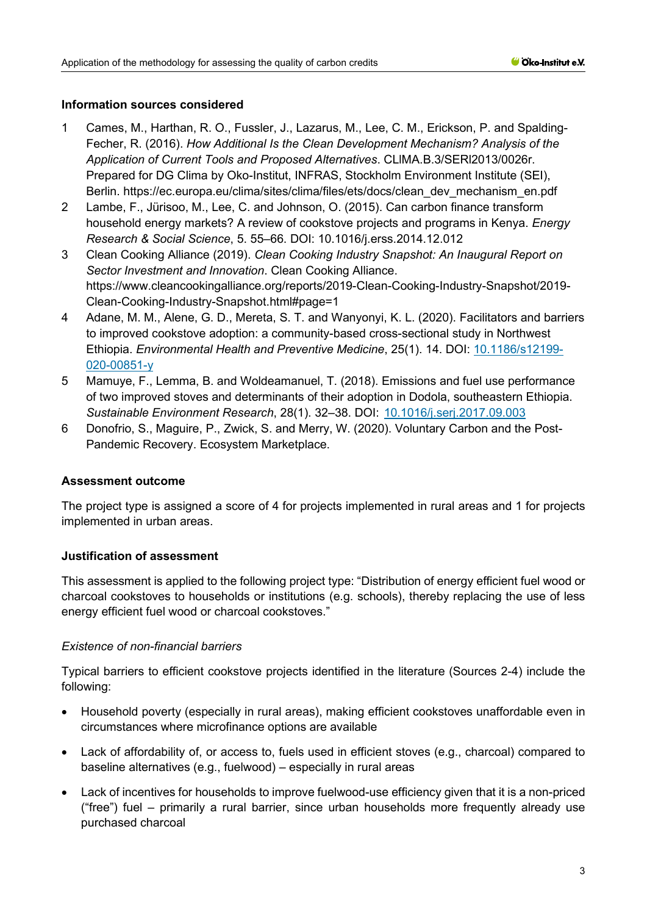**Information sources considered**

1. Cames, M., Harthan, R. O., Fussler, J., Lazarus, M., Lee, C. M., Erickson, P. and Spalding-Fecher, R. (2016). *How Additional Is the Clean Development Mechanism? Analysis of the Application of Current Tools and Proposed Alternatives*. CLIMA.B.3/SERI2013/0026r. Prepared for DG Clima by Oko-Institut, INFRAS, Stockholm Environment Institute (SEI), Berlin. https://ec.europa.eu/clima/sites/clima/files/ets/docs/clean_dev_mechanism_en.pdf
2. Lambe, F., Jürisoo, M., Lee, C. and Johnson, O. (2015). Can carbon finance transform household energy markets? A review of cookstove projects and programs in Kenya. *Energy Research & Social Science*, 5. 55–66. DOI: 10.1016/j.erss.2014.12.012
3. Clean Cooking Alliance (2019). *Clean Cooking Industry Snapshot: An Inaugural Report on Sector Investment and Innovation*. Clean Cooking Alliance. https://www.cleancookingalliance.org/reports/2019-Clean-Cooking-Industry-Snapshot/2019-Clean-Cooking-Industry-Snapshot.html#page=1
4. Adane, M. M., Alene, G. D., Mereta, S. T. and Wanyonyi, K. L. (2020). Facilitators and barriers to improved cookstove adoption: a community-based cross-sectional study in Northwest Ethiopia. *Environmental Health and Preventive Medicine*, 25(1). 14. DOI: 10.1186/s12199-020-00851-y
5. Mamuye, F., Lemma, B. and Woldeamanuel, T. (2018). Emissions and fuel use performance of two improved stoves and determinants of their adoption in Dodola, southeastern Ethiopia. *Sustainable Environment Research*, 28(1). 32–38. DOI: 10.1016/j.serj.2017.09.003
6. Donofrio, S., Maguire, P., Zwick, S. and Merry, W. (2020). Voluntary Carbon and the Post-Pandemic Recovery. Ecosystem Marketplace.

**Assessment outcome**

The project type is assigned a score of 4 for projects implemented in rural areas and 1 for projects implemented in urban areas.

**Justification of assessment**

This assessment is applied to the following project type: "Distribution of energy efficient fuel wood or charcoal cookstoves to households or institutions (e.g. schools), thereby replacing the use of less energy efficient fuel wood or charcoal cookstoves."

*Existence of non-financial barriers*

Typical barriers to efficient cookstove projects identified in the literature (Sources 2-4) include the following:

- Household poverty (especially in rural areas), making efficient cookstoves unaffordable even in circumstances where microfinance options are available
- Lack of affordability of, or access to, fuels used in efficient stoves (e.g., charcoal) compared to baseline alternatives (e.g., fuelwood) – especially in rural areas
- Lack of incentives for households to improve fuelwood-use efficiency given that it is a non-priced ("free") fuel – primarily a rural barrier, since urban households more frequently already use purchased charcoal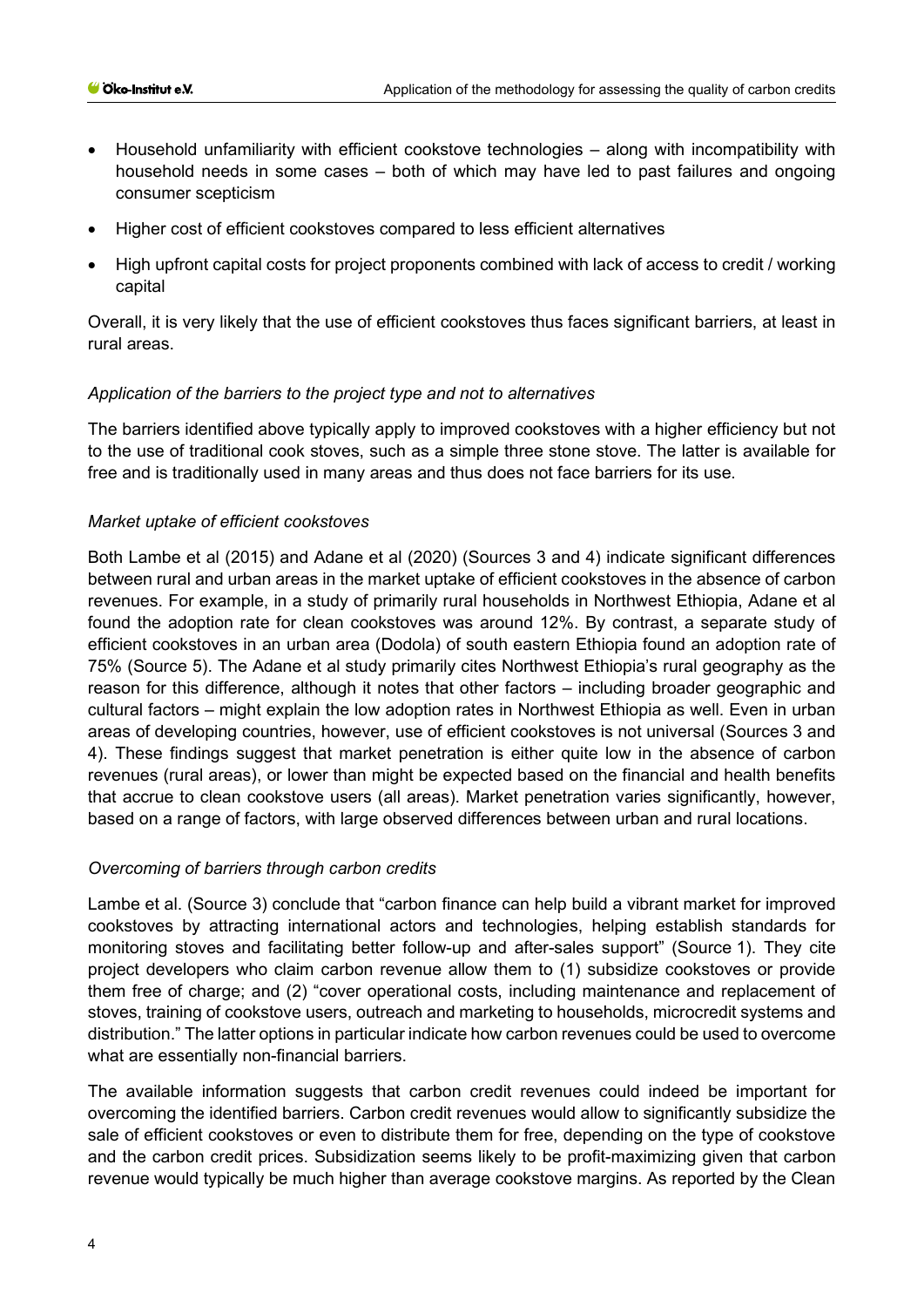- Household unfamiliarity with efficient cookstove technologies – along with incompatibility with household needs in some cases – both of which may have led to past failures and ongoing consumer scepticism
- Higher cost of efficient cookstoves compared to less efficient alternatives
- High upfront capital costs for project proponents combined with lack of access to credit / working capital

Overall, it is very likely that the use of efficient cookstoves thus faces significant barriers, at least in rural areas.

*Application of the barriers to the project type and not to alternatives*

The barriers identified above typically apply to improved cookstoves with a higher efficiency but not to the use of traditional cook stoves, such as a simple three stone stove. The latter is available for free and is traditionally used in many areas and thus does not face barriers for its use.

*Market uptake of efficient cookstoves*

Both Lambe et al (2015) and Adane et al (2020) (Sources 3 and 4) indicate significant differences between rural and urban areas in the market uptake of efficient cookstoves in the absence of carbon revenues. For example, in a study of primarily rural households in Northwest Ethiopia, Adane et al found the adoption rate for clean cookstoves was around 12%. By contrast, a separate study of efficient cookstoves in an urban area (Dodola) of south eastern Ethiopia found an adoption rate of 75% (Source 5). The Adane et al study primarily cites Northwest Ethiopia's rural geography as the reason for this difference, although it notes that other factors – including broader geographic and cultural factors – might explain the low adoption rates in Northwest Ethiopia as well. Even in urban areas of developing countries, however, use of efficient cookstoves is not universal (Sources 3 and 4). These findings suggest that market penetration is either quite low in the absence of carbon revenues (rural areas), or lower than might be expected based on the financial and health benefits that accrue to clean cookstove users (all areas). Market penetration varies significantly, however, based on a range of factors, with large observed differences between urban and rural locations.

*Overcoming of barriers through carbon credits*

Lambe et al. (Source 3) conclude that "carbon finance can help build a vibrant market for improved cookstoves by attracting international actors and technologies, helping establish standards for monitoring stoves and facilitating better follow-up and after-sales support" (Source 1). They cite project developers who claim carbon revenue allow them to (1) subsidize cookstoves or provide them free of charge; and (2) "cover operational costs, including maintenance and replacement of stoves, training of cookstove users, outreach and marketing to households, microcredit systems and distribution." The latter options in particular indicate how carbon revenues could be used to overcome what are essentially non-financial barriers.

The available information suggests that carbon credit revenues could indeed be important for overcoming the identified barriers. Carbon credit revenues would allow to significantly subsidize the sale of efficient cookstoves or even to distribute them for free, depending on the type of cookstove and the carbon credit prices. Subsidization seems likely to be profit-maximizing given that carbon revenue would typically be much higher than average cookstove margins. As reported by the Clean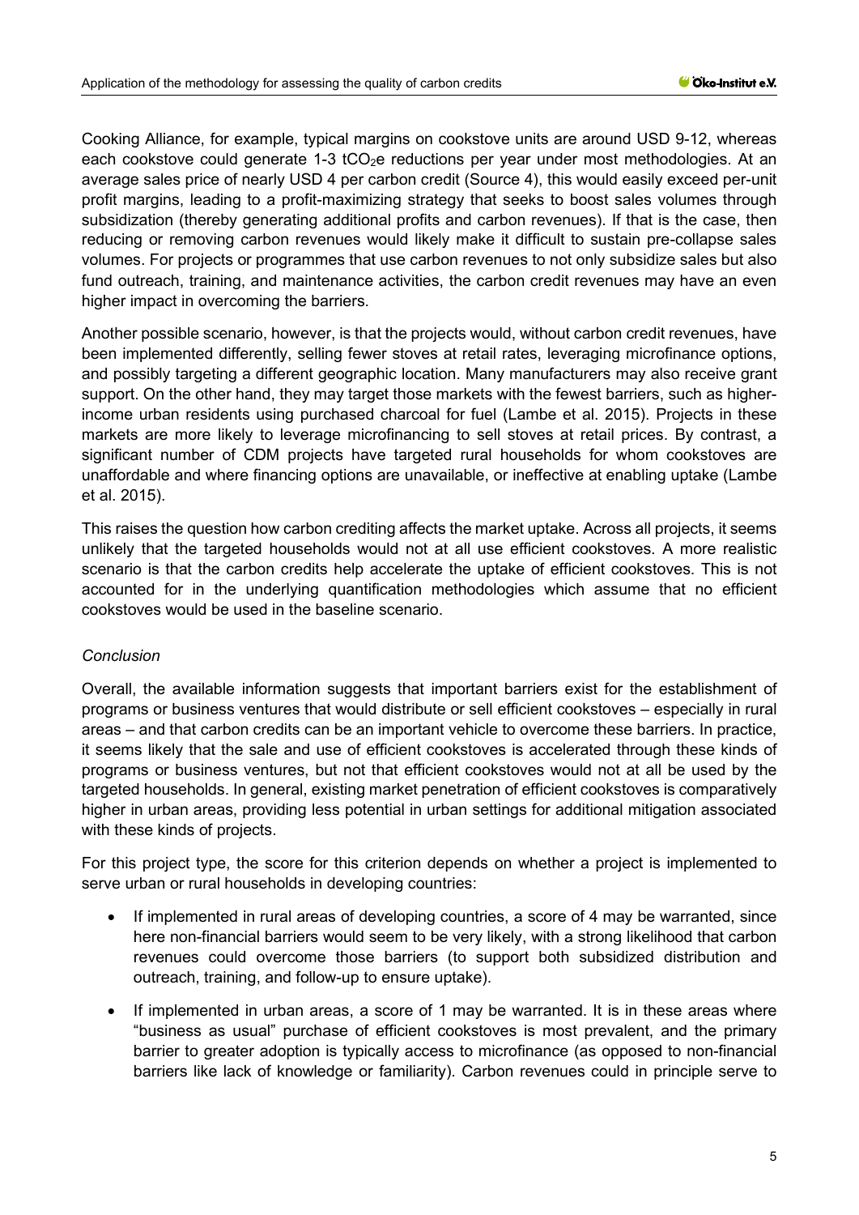Cooking Alliance, for example, typical margins on cookstove units are around USD 9-12, whereas each cookstove could generate 1-3 $tCO_2e$ reductions per year under most methodologies. At an average sales price of nearly USD 4 per carbon credit (Source 4), this would easily exceed per-unit profit margins, leading to a profit-maximizing strategy that seeks to boost sales volumes through subsidization (thereby generating additional profits and carbon revenues). If that is the case, then reducing or removing carbon revenues would likely make it difficult to sustain pre-collapse sales volumes. For projects or programmes that use carbon revenues to not only subsidize sales but also fund outreach, training, and maintenance activities, the carbon credit revenues may have an even higher impact in overcoming the barriers.

Another possible scenario, however, is that the projects would, without carbon credit revenues, have been implemented differently, selling fewer stoves at retail rates, leveraging microfinance options, and possibly targeting a different geographic location. Many manufacturers may also receive grant support. On the other hand, they may target those markets with the fewest barriers, such as higher-income urban residents using purchased charcoal for fuel (Lambe et al. 2015). Projects in these markets are more likely to leverage microfinancing to sell stoves at retail prices. By contrast, a significant number of CDM projects have targeted rural households for whom cookstoves are unaffordable and where financing options are unavailable, or ineffective at enabling uptake (Lambe et al. 2015).

This raises the question how carbon crediting affects the market uptake. Across all projects, it seems unlikely that the targeted households would not at all use efficient cookstoves. A more realistic scenario is that the carbon credits help accelerate the uptake of efficient cookstoves. This is not accounted for in the underlying quantification methodologies which assume that no efficient cookstoves would be used in the baseline scenario.

*Conclusion*

Overall, the available information suggests that important barriers exist for the establishment of programs or business ventures that would distribute or sell efficient cookstoves – especially in rural areas – and that carbon credits can be an important vehicle to overcome these barriers. In practice, it seems likely that the sale and use of efficient cookstoves is accelerated through these kinds of programs or business ventures, but not that efficient cookstoves would not at all be used by the targeted households. In general, existing market penetration of efficient cookstoves is comparatively higher in urban areas, providing less potential in urban settings for additional mitigation associated with these kinds of projects.

For this project type, the score for this criterion depends on whether a project is implemented to serve urban or rural households in developing countries:

- If implemented in rural areas of developing countries, a score of 4 may be warranted, since here non-financial barriers would seem to be very likely, with a strong likelihood that carbon revenues could overcome those barriers (to support both subsidized distribution and outreach, training, and follow-up to ensure uptake).
- If implemented in urban areas, a score of 1 may be warranted. It is in these areas where "business as usual" purchase of efficient cookstoves is most prevalent, and the primary barrier to greater adoption is typically access to microfinance (as opposed to non-financial barriers like lack of knowledge or familiarity). Carbon revenues could in principle serve to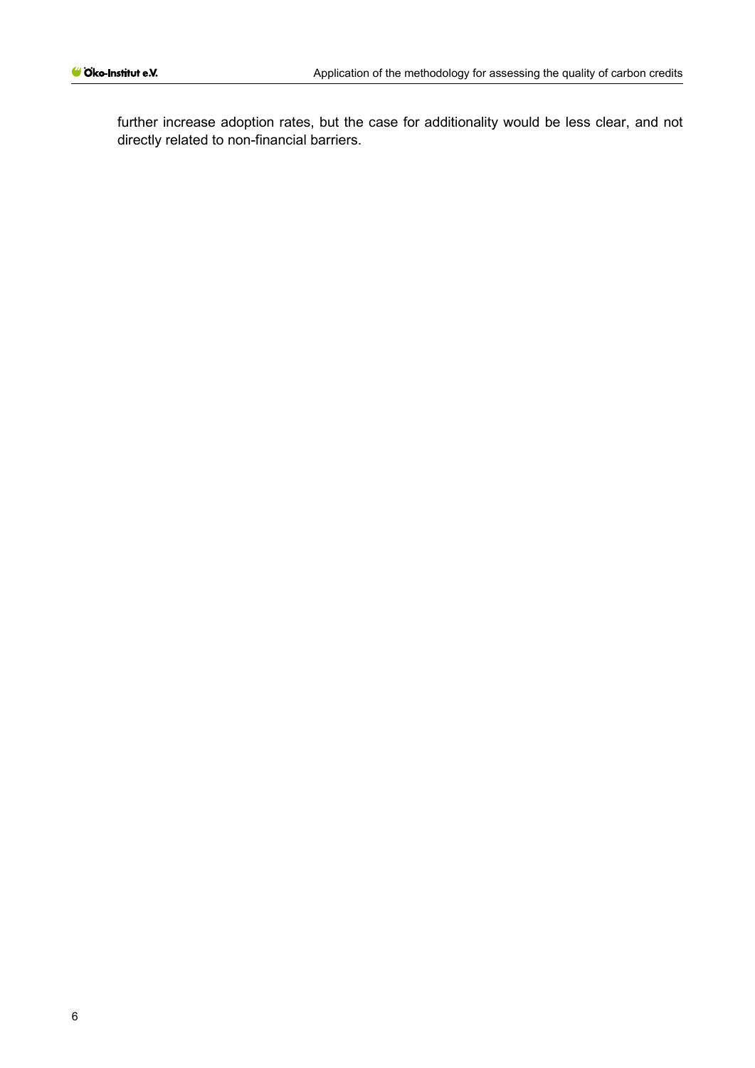further increase adoption rates, but the case for additionality would be less clear, and not directly related to non-financial barriers.